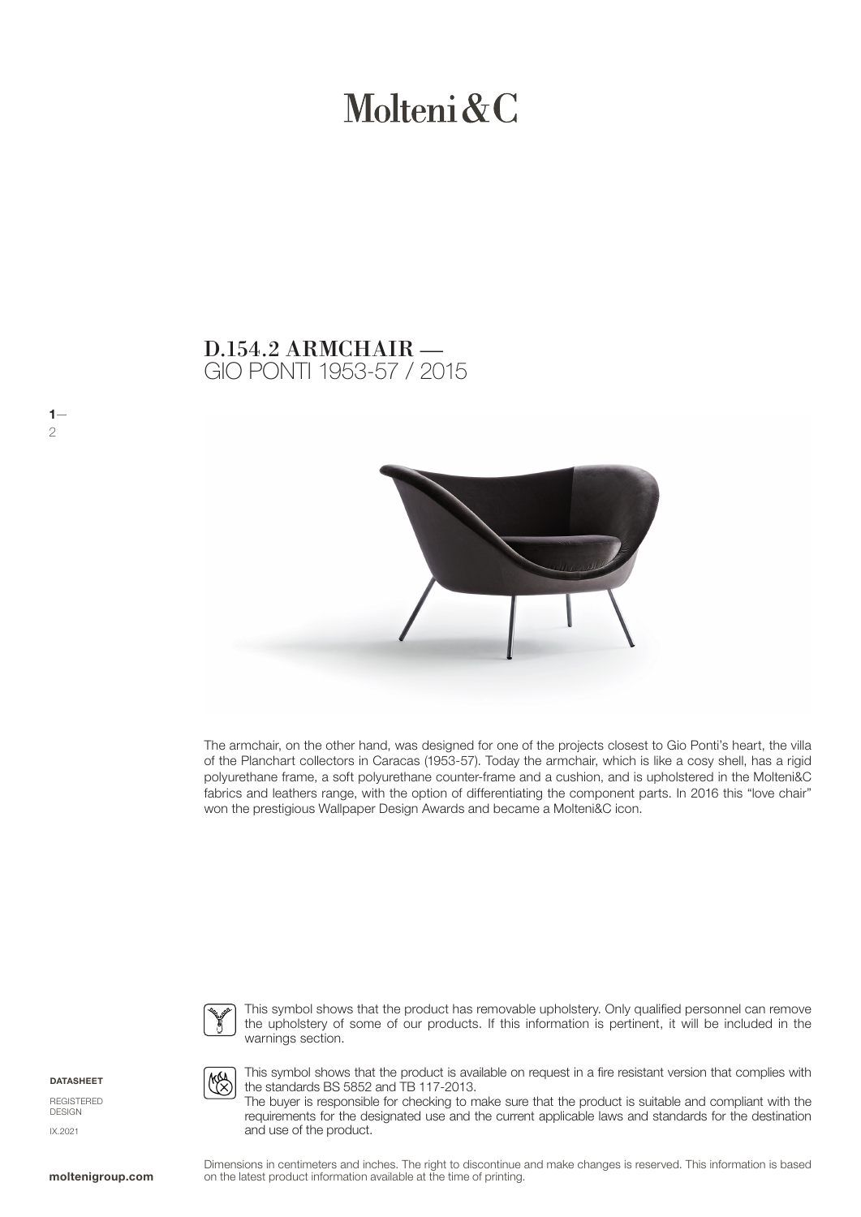Molteni&C

# D.154.2 ARMCHAIR —
GIO PONTI 1953-57 / 2015

The armchair, on the other hand, was designed for one of the projects closest to Gio Ponti's heart, the villa of the Planchart collectors in Caracas (1953-57). Today the armchair, which is like a cosy shell, has a rigid polyurethane frame, a soft polyurethane counter-frame and a cushion, and is upholstered in the Molteni&C fabrics and leathers range, with the option of differentiating the component parts. In 2016 this "love chair" won the prestigious Wallpaper Design Awards and became a Molteni&C icon.

This symbol shows that the product has removable upholstery. Only qualified personnel can remove the upholstery of some of our products. If this information is pertinent, it will be included in the warnings section.

This symbol shows that the product is available on request in a fire resistant version that complies with the standards BS 5852 and TB 117-2013.
The buyer is responsible for checking to make sure that the product is suitable and compliant with the requirements for the designated use and the current applicable laws and standards for the destination and use of the product.

**DATASHEET**

REGISTERED DESIGN

IX.2021

Dimensions in centimeters and inches. The right to discontinue and make changes is reserved. This information is based on the latest product information available at the time of printing.

**moltenigroup.com**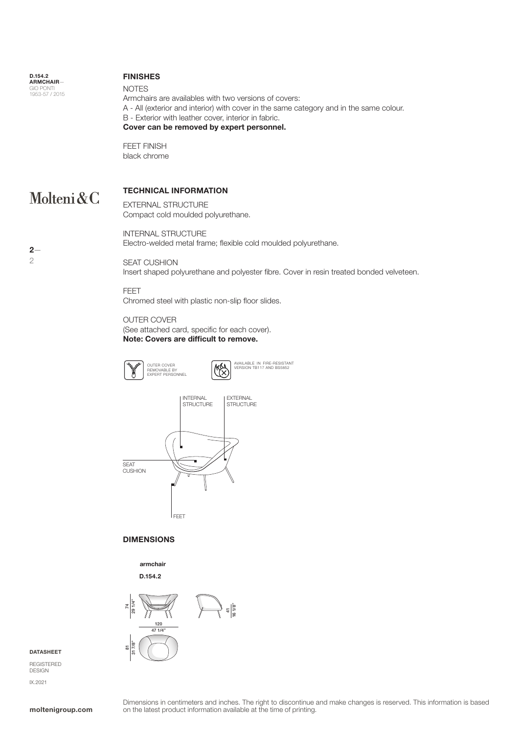D.154.2
**ARMCHAIR**—
GIO PONTI
1953-57 / 2015

## FINISHES

NOTES
Armchairs are availables with two versions of covers:
A - All (exterior and interior) with cover in the same category and in the same colour.
B - Exterior with leather cover, interior in fabric.
**Cover can be removed by expert personnel.**

FEET FINISH
black chrome

Molteni&C

## TECHNICAL INFORMATION

EXTERNAL STRUCTURE
Compact cold moulded polyurethane.

INTERNAL STRUCTURE
Electro-welded metal frame; flexible cold moulded polyurethane.

SEAT CUSHION
Insert shaped polyurethane and polyester fibre. Cover in resin treated bonded velveteen.

FEET
Chromed steel with plastic non-slip floor slides.

OUTER COVER
(See attached card, specific for each cover).
**Note: Covers are difficult to remove.**

OUTER COVER REMOVABLE BY EXPERT PERSONNEL

AVAILABLE IN FIRE-RESISTANT VERSION TB117 AND BS5852

INTERNAL STRUCTURE
EXTERNAL STRUCTURE
SEAT CUSHION
FEET

## DIMENSIONS

**armchair**

**D.154.2**

74
29 1/4"
120
47 1/4"
41
16 1/8"
81
31 7/8"

**DATASHEET**

REGISTERED DESIGN

IX.2021

**moltenigroup.com**

Dimensions in centimeters and inches. The right to discontinue and make changes is reserved. This information is based on the latest product information available at the time of printing.